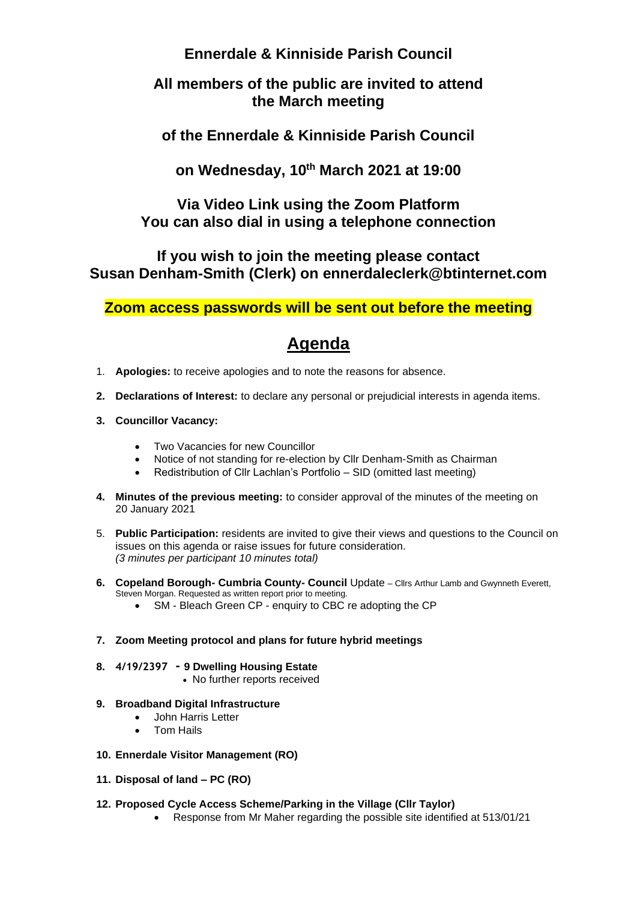# Ennerdale & Kinniside Parish Council

## All members of the public are invited to attend the March meeting

## of the Ennerdale & Kinniside Parish Council

## on Wednesday, 10th March 2021 at 19:00

## Via Video Link using the Zoom Platform
## You can also dial in using a telephone connection

## If you wish to join the meeting please contact Susan Denham-Smith (Clerk) on ennerdaleclerk@btinternet.com

**Zoom access passwords will be sent out before the meeting**

# Agenda

1. **Apologies:** to receive apologies and to note the reasons for absence.
2. **Declarations of Interest:** to declare any personal or prejudicial interests in agenda items.
3. **Councillor Vacancy:**
   - Two Vacancies for new Councillor
   - Notice of not standing for re-election by Cllr Denham-Smith as Chairman
   - Redistribution of Cllr Lachlan's Portfolio – SID (omitted last meeting)
4. **Minutes of the previous meeting:** to consider approval of the minutes of the meeting on 20 January 2021
5. **Public Participation:** residents are invited to give their views and questions to the Council on issues on this agenda or raise issues for future consideration. *(3 minutes per participant 10 minutes total)*
6. **Copeland Borough- Cumbria County- Council** Update – Cllrs Arthur Lamb and Gwynneth Everett, Steven Morgan. Requested as written report prior to meeting.
   - SM - Bleach Green CP - enquiry to CBC re adopting the CP
7. **Zoom Meeting protocol and plans for future hybrid meetings**
8. **4/19/2397 - 9 Dwelling Housing Estate**
   - No further reports received
9. **Broadband Digital Infrastructure**
   - John Harris Letter
   - Tom Hails
10. **Ennerdale Visitor Management (RO)**
11. **Disposal of land – PC (RO)**
12. **Proposed Cycle Access Scheme/Parking in the Village (Cllr Taylor)**
    - Response from Mr Maher regarding the possible site identified at 513/01/21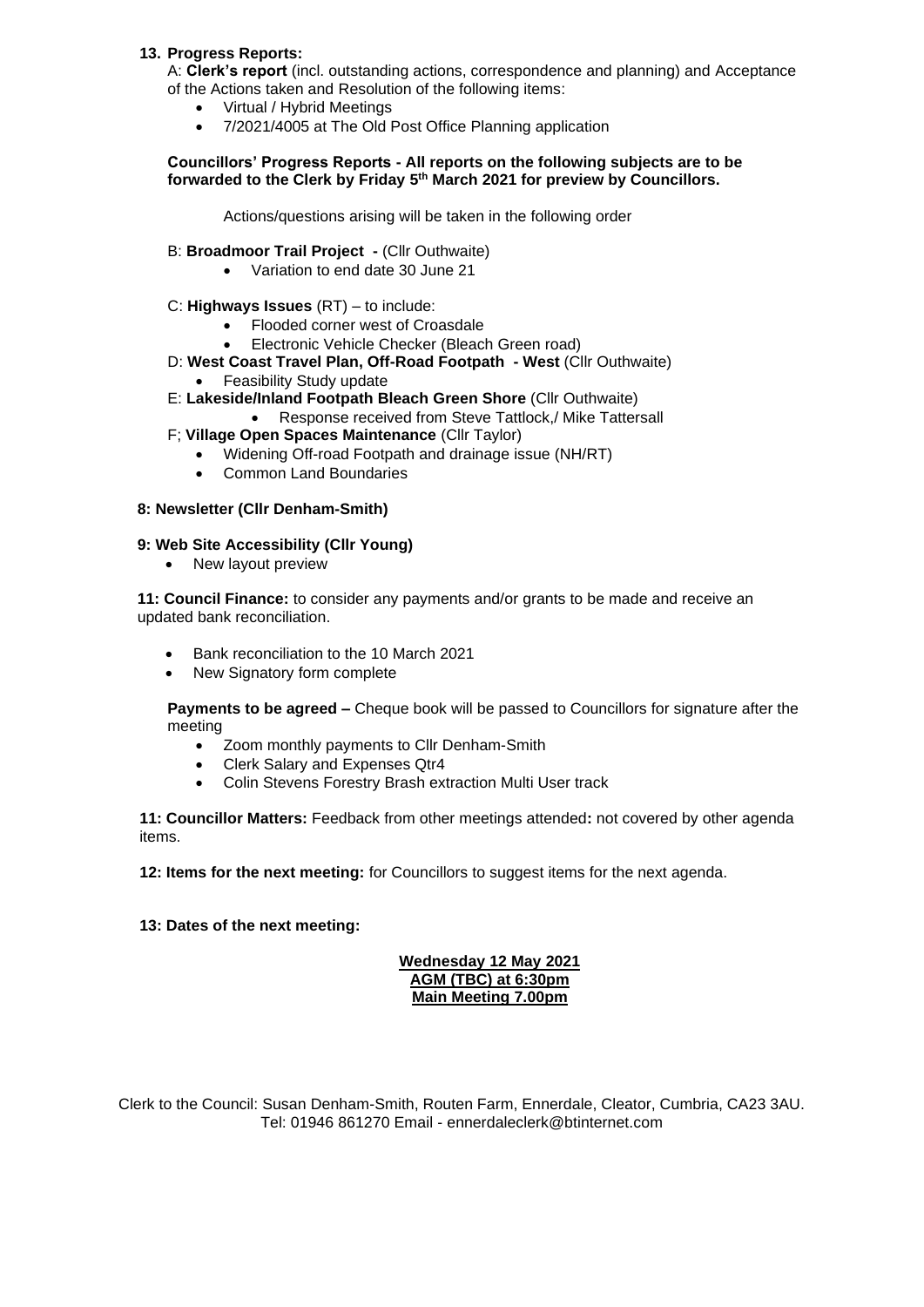**13. Progress Reports:**

A: **Clerk's report** (incl. outstanding actions, correspondence and planning) and Acceptance of the Actions taken and Resolution of the following items:

- Virtual / Hybrid Meetings
- 7/2021/4005 at The Old Post Office Planning application

**Councillors' Progress Reports - All reports on the following subjects are to be forwarded to the Clerk by Friday 5th March 2021 for preview by Councillors.**

Actions/questions arising will be taken in the following order

B: **Broadmoor Trail Project -** (Cllr Outhwaite)

- Variation to end date 30 June 21

C: **Highways Issues** (RT) – to include:

- Flooded corner west of Croasdale
- Electronic Vehicle Checker (Bleach Green road)

D: **West Coast Travel Plan, Off-Road Footpath - West** (Cllr Outhwaite)

- Feasibility Study update

E: **Lakeside/Inland Footpath Bleach Green Shore** (Cllr Outhwaite)

- Response received from Steve Tattlock,/ Mike Tattersall

F; **Village Open Spaces Maintenance** (Cllr Taylor)

- Widening Off-road Footpath and drainage issue (NH/RT)
- Common Land Boundaries

**8: Newsletter (Cllr Denham-Smith)**

**9: Web Site Accessibility (Cllr Young)**

- New layout preview

**11: Council Finance:** to consider any payments and/or grants to be made and receive an updated bank reconciliation.

- Bank reconciliation to the 10 March 2021
- New Signatory form complete

**Payments to be agreed –** Cheque book will be passed to Councillors for signature after the meeting

- Zoom monthly payments to Cllr Denham-Smith
- Clerk Salary and Expenses Qtr4
- Colin Stevens Forestry Brash extraction Multi User track

**11: Councillor Matters:** Feedback from other meetings attended**:** not covered by other agenda items.

**12: Items for the next meeting:** for Councillors to suggest items for the next agenda.

**13: Dates of the next meeting:**

**Wednesday 12 May 2021**
**AGM (TBC) at 6:30pm**
**Main Meeting 7.00pm**

Clerk to the Council: Susan Denham-Smith, Routen Farm, Ennerdale, Cleator, Cumbria, CA23 3AU.
Tel: 01946 861270 Email - ennerdaleclerk@btinternet.com